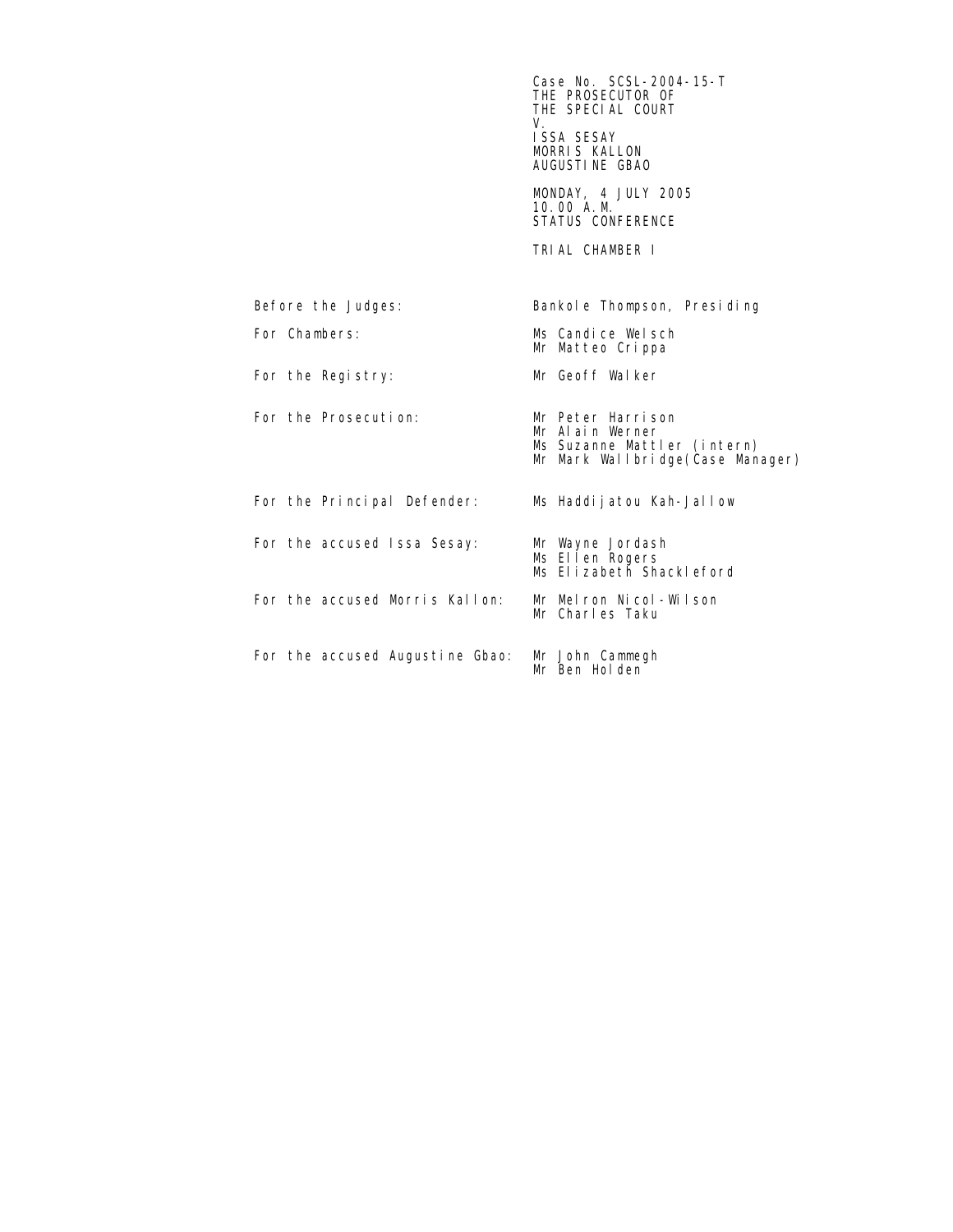Case No. SCSL-2004-15-T
THE PROSECUTOR OF
THE SPECIAL COURT
V.
ISSA SESAY
MORRIS KALLON
AUGUSTINE GBAO

MONDAY, 4 JULY 2005
10.00 A.M.
STATUS CONFERENCE

TRIAL CHAMBER I

| | |
|---|---|
| Before the Judges: | Bankole Thompson, Presiding |
| For Chambers: | Ms Candice Welsch<br>Mr Matteo Crippa |
| For the Registry: | Mr Geoff Walker |
| For the Prosecution: | Mr Peter Harrison<br>Mr Alain Werner<br>Ms Suzanne Mattler (intern)<br>Mr Mark Wallbridge(Case Manager) |
| For the Principal Defender: | Ms Haddijatou Kah-Jallow |
| For the accused Issa Sesay: | Mr Wayne Jordash<br>Ms Ellen Rogers<br>Ms Elizabeth Shackleford |
| For the accused Morris Kallon: | Mr Melron Nicol-Wilson<br>Mr Charles Taku |
| For the accused Augustine Gbao: | Mr John Cammegh<br>Mr Ben Holden |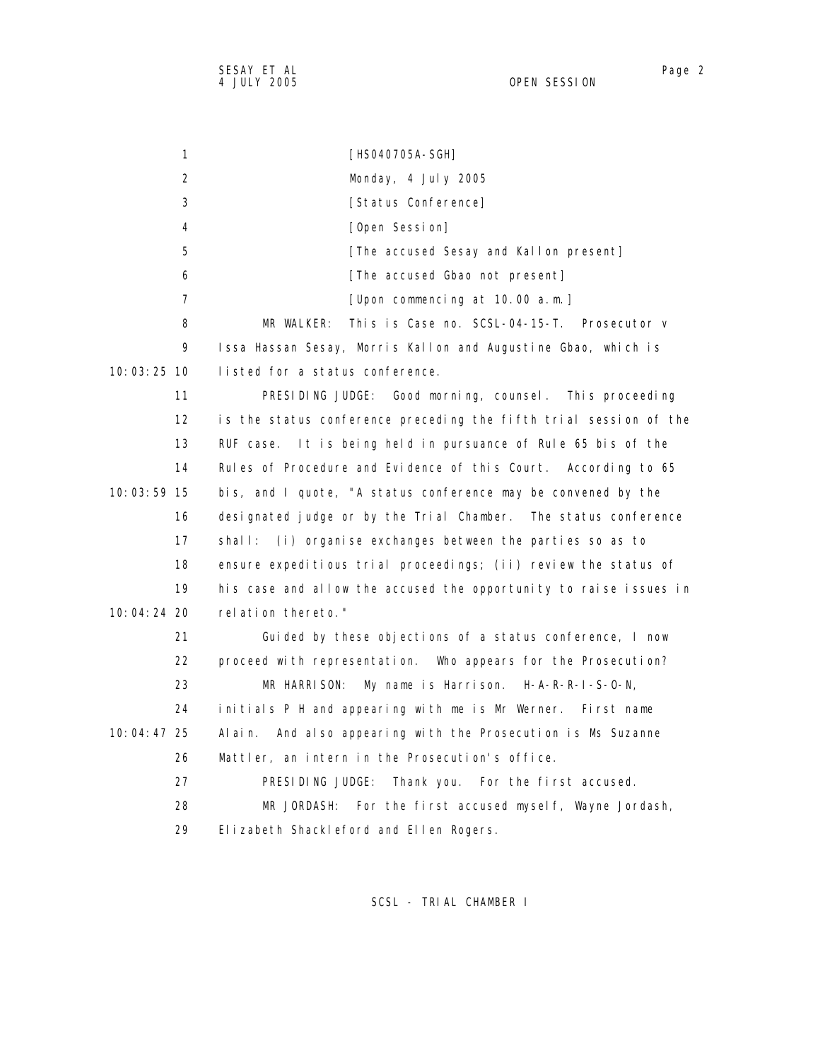[HS040705A-SGH]

Monday, 4 July 2005

[Status Conference]

[Open Session]

[The accused Sesay and Kallon present]

[The accused Gbao not present]

[Upon commencing at 10.00 a.m.]

MR WALKER: This is Case no. SCSL-04-15-T. Prosecutor v Issa Hassan Sesay, Morris Kallon and Augustine Gbao, which is listed for a status conference.

PRESIDING JUDGE: Good morning, counsel. This proceeding is the status conference preceding the fifth trial session of the RUF case. It is being held in pursuance of Rule 65 bis of the Rules of Procedure and Evidence of this Court. According to 65 bis, and I quote, "A status conference may be convened by the designated judge or by the Trial Chamber. The status conference shall: (i) organise exchanges between the parties so as to ensure expeditious trial proceedings; (ii) review the status of his case and allow the accused the opportunity to raise issues in relation thereto."

Guided by these objections of a status conference, I now proceed with representation. Who appears for the Prosecution?

MR HARRISON: My name is Harrison. H-A-R-R-I-S-O-N, initials P H and appearing with me is Mr Werner. First name Alain. And also appearing with the Prosecution is Ms Suzanne Mattler, an intern in the Prosecution's office.

PRESIDING JUDGE: Thank you. For the first accused.

MR JORDASH: For the first accused myself, Wayne Jordash, Elizabeth Shackleford and Ellen Rogers.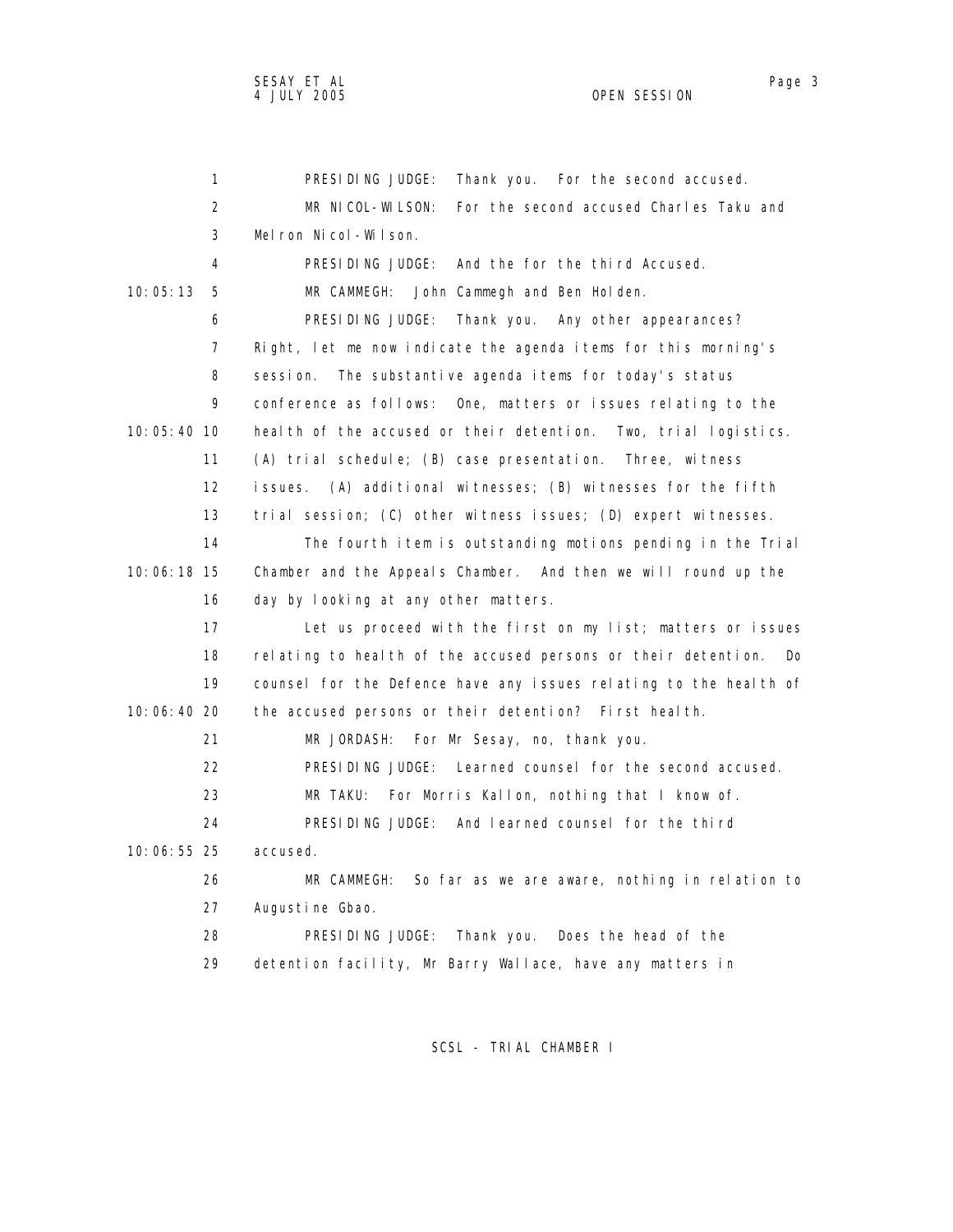PRESIDING JUDGE: Thank you. For the second accused.

MR NICOL-WILSON: For the second accused Charles Taku and Melron Nicol-Wilson.

PRESIDING JUDGE: And the for the third Accused.

MR CAMMEGH: John Cammegh and Ben Holden.

PRESIDING JUDGE: Thank you. Any other appearances? Right, let me now indicate the agenda items for this morning's session. The substantive agenda items for today's status conference as follows: One, matters or issues relating to the health of the accused or their detention. Two, trial logistics. (A) trial schedule; (B) case presentation. Three, witness issues. (A) additional witnesses; (B) witnesses for the fifth trial session; (C) other witness issues; (D) expert witnesses.

The fourth item is outstanding motions pending in the Trial Chamber and the Appeals Chamber. And then we will round up the day by looking at any other matters.

Let us proceed with the first on my list; matters or issues relating to health of the accused persons or their detention. Do counsel for the Defence have any issues relating to the health of the accused persons or their detention? First health.

MR JORDASH: For Mr Sesay, no, thank you.

PRESIDING JUDGE: Learned counsel for the second accused.

MR TAKU: For Morris Kallon, nothing that I know of.

PRESIDING JUDGE: And learned counsel for the third accused.

MR CAMMEGH: So far as we are aware, nothing in relation to Augustine Gbao.

PRESIDING JUDGE: Thank you. Does the head of the detention facility, Mr Barry Wallace, have any matters in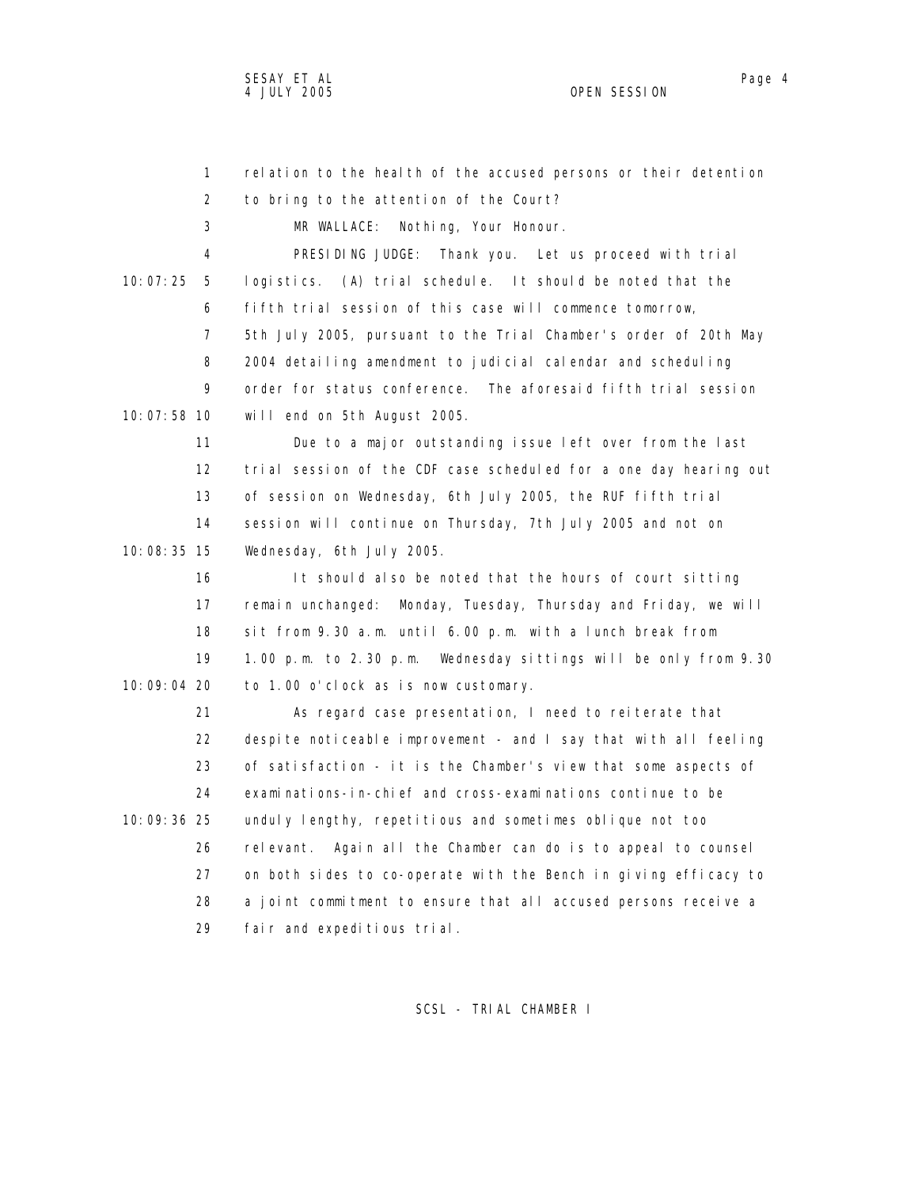relation to the health of the accused persons or their detention to bring to the attention of the Court?

MR WALLACE: Nothing, Your Honour.

PRESIDING JUDGE: Thank you. Let us proceed with trial logistics. (A) trial schedule. It should be noted that the fifth trial session of this case will commence tomorrow, 5th July 2005, pursuant to the Trial Chamber's order of 20th May 2004 detailing amendment to judicial calendar and scheduling order for status conference. The aforesaid fifth trial session will end on 5th August 2005.

Due to a major outstanding issue left over from the last trial session of the CDF case scheduled for a one day hearing out of session on Wednesday, 6th July 2005, the RUF fifth trial session will continue on Thursday, 7th July 2005 and not on Wednesday, 6th July 2005.

It should also be noted that the hours of court sitting remain unchanged: Monday, Tuesday, Thursday and Friday, we will sit from 9.30 a.m. until 6.00 p.m. with a lunch break from 1.00 p.m. to 2.30 p.m. Wednesday sittings will be only from 9.30 to 1.00 o'clock as is now customary.

As regard case presentation, I need to reiterate that despite noticeable improvement - and I say that with all feeling of satisfaction - it is the Chamber's view that some aspects of examinations-in-chief and cross-examinations continue to be unduly lengthy, repetitious and sometimes oblique not too relevant. Again all the Chamber can do is to appeal to counsel on both sides to co-operate with the Bench in giving efficacy to a joint commitment to ensure that all accused persons receive a fair and expeditious trial.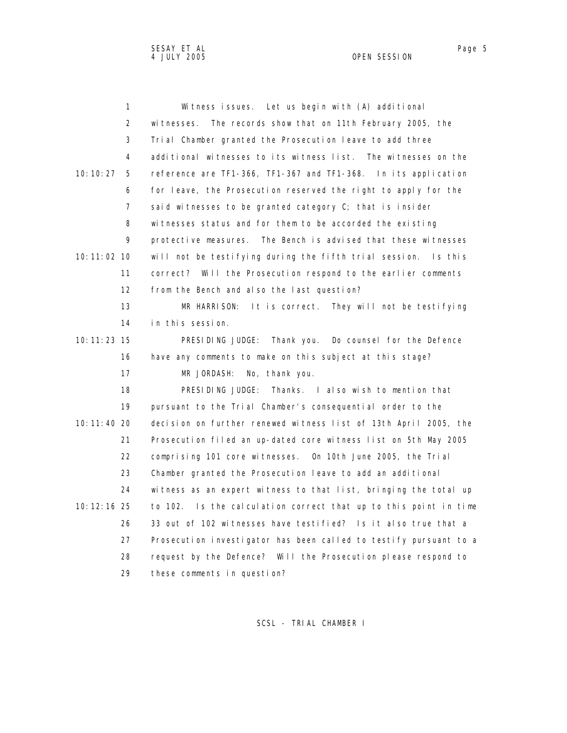Witness issues. Let us begin with (A) additional witnesses. The records show that on 11th February 2005, the Trial Chamber granted the Prosecution leave to add three additional witnesses to its witness list. The witnesses on the reference are TF1-366, TF1-367 and TF1-368. In its application for leave, the Prosecution reserved the right to apply for the said witnesses to be granted category C; that is insider witnesses status and for them to be accorded the existing protective measures. The Bench is advised that these witnesses will not be testifying during the fifth trial session. Is this correct? Will the Prosecution respond to the earlier comments from the Bench and also the last question?

MR HARRISON: It is correct. They will not be testifying in this session.

PRESIDING JUDGE: Thank you. Do counsel for the Defence have any comments to make on this subject at this stage?

MR JORDASH: No, thank you.

PRESIDING JUDGE: Thanks. I also wish to mention that pursuant to the Trial Chamber's consequential order to the decision on further renewed witness list of 13th April 2005, the Prosecution filed an up-dated core witness list on 5th May 2005 comprising 101 core witnesses. On 10th June 2005, the Trial Chamber granted the Prosecution leave to add an additional witness as an expert witness to that list, bringing the total up to 102. Is the calculation correct that up to this point in time 33 out of 102 witnesses have testified? Is it also true that a Prosecution investigator has been called to testify pursuant to a request by the Defence? Will the Prosecution please respond to these comments in question?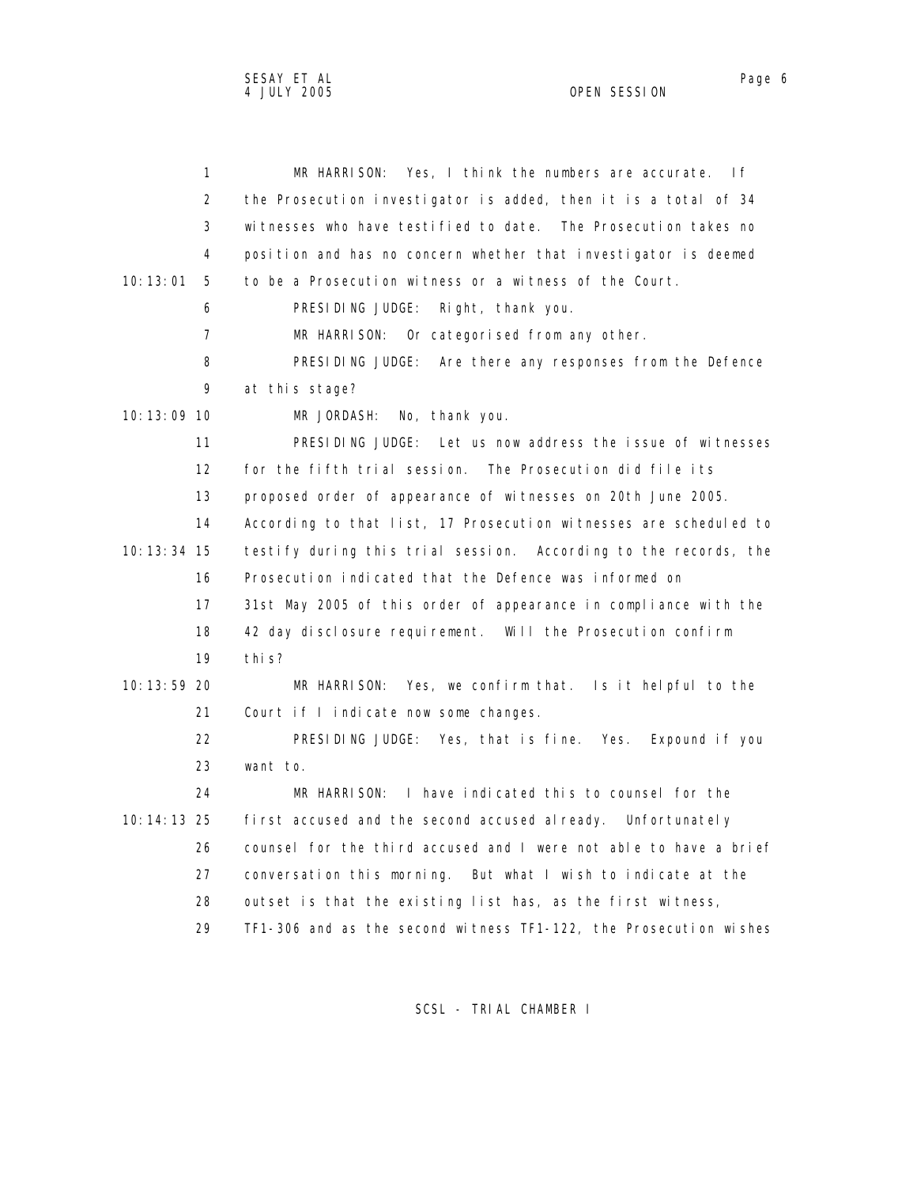MR HARRISON: Yes, I think the numbers are accurate. If the Prosecution investigator is added, then it is a total of 34 witnesses who have testified to date. The Prosecution takes no position and has no concern whether that investigator is deemed to be a Prosecution witness or a witness of the Court.

PRESIDING JUDGE: Right, thank you.

MR HARRISON: Or categorised from any other.

PRESIDING JUDGE: Are there any responses from the Defence at this stage?

MR JORDASH: No, thank you.

PRESIDING JUDGE: Let us now address the issue of witnesses for the fifth trial session. The Prosecution did file its proposed order of appearance of witnesses on 20th June 2005. According to that list, 17 Prosecution witnesses are scheduled to testify during this trial session. According to the records, the Prosecution indicated that the Defence was informed on 31st May 2005 of this order of appearance in compliance with the 42 day disclosure requirement. Will the Prosecution confirm this?

MR HARRISON: Yes, we confirm that. Is it helpful to the Court if I indicate now some changes.

PRESIDING JUDGE: Yes, that is fine. Yes. Expound if you want to.

MR HARRISON: I have indicated this to counsel for the first accused and the second accused already. Unfortunately counsel for the third accused and I were not able to have a brief conversation this morning. But what I wish to indicate at the outset is that the existing list has, as the first witness, TF1-306 and as the second witness TF1-122, the Prosecution wishes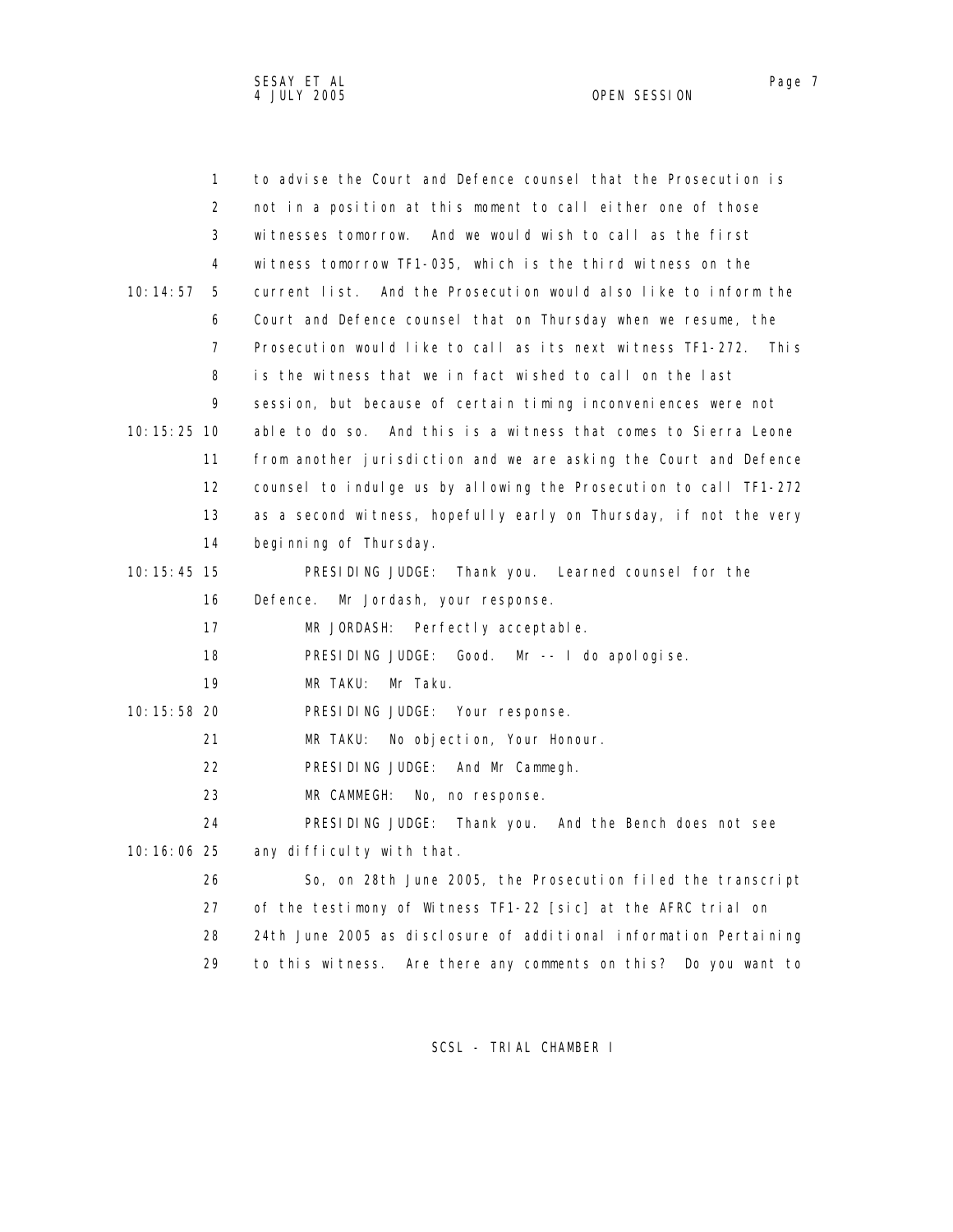to advise the Court and Defence counsel that the Prosecution is not in a position at this moment to call either one of those witnesses tomorrow. And we would wish to call as the first witness tomorrow TF1-035, which is the third witness on the current list. And the Prosecution would also like to inform the Court and Defence counsel that on Thursday when we resume, the Prosecution would like to call as its next witness TF1-272. This is the witness that we in fact wished to call on the last session, but because of certain timing inconveniences were not able to do so. And this is a witness that comes to Sierra Leone from another jurisdiction and we are asking the Court and Defence counsel to indulge us by allowing the Prosecution to call TF1-272 as a second witness, hopefully early on Thursday, if not the very beginning of Thursday.

PRESIDING JUDGE: Thank you. Learned counsel for the Defence. Mr Jordash, your response.

MR JORDASH: Perfectly acceptable.

PRESIDING JUDGE: Good. Mr -- I do apologise.

MR TAKU: Mr Taku.

PRESIDING JUDGE: Your response.

MR TAKU: No objection, Your Honour.

PRESIDING JUDGE: And Mr Cammegh.

MR CAMMEGH: No, no response.

PRESIDING JUDGE: Thank you. And the Bench does not see any difficulty with that.

So, on 28th June 2005, the Prosecution filed the transcript of the testimony of Witness TF1-22 [sic] at the AFRC trial on 24th June 2005 as disclosure of additional information Pertaining to this witness. Are there any comments on this? Do you want to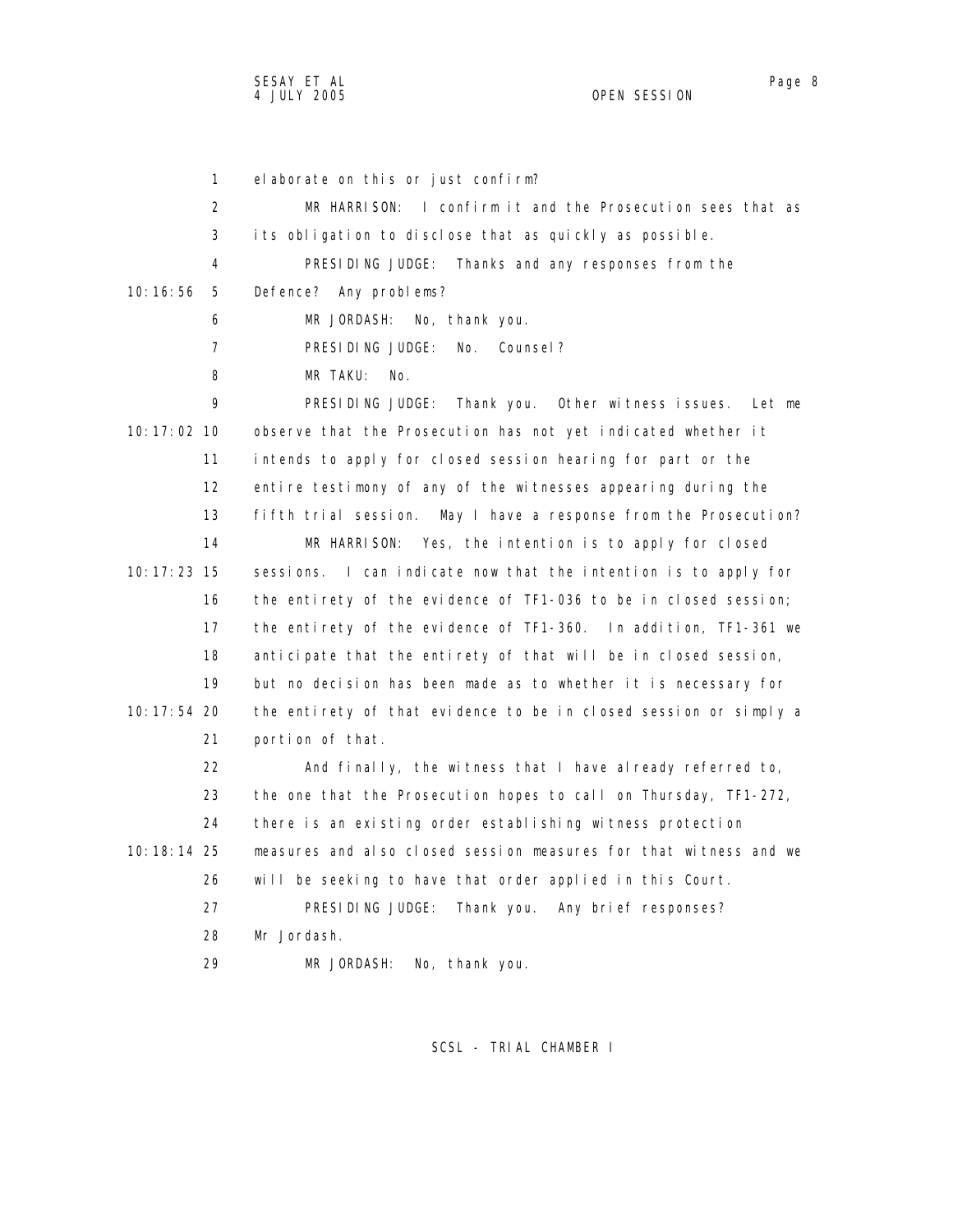elaborate on this or just confirm?

MR HARRISON: I confirm it and the Prosecution sees that as its obligation to disclose that as quickly as possible.

PRESIDING JUDGE: Thanks and any responses from the Defence? Any problems?

MR JORDASH: No, thank you.

PRESIDING JUDGE: No. Counsel?

MR TAKU: No.

PRESIDING JUDGE: Thank you. Other witness issues. Let me observe that the Prosecution has not yet indicated whether it intends to apply for closed session hearing for part or the entire testimony of any of the witnesses appearing during the fifth trial session. May I have a response from the Prosecution?

MR HARRISON: Yes, the intention is to apply for closed sessions. I can indicate now that the intention is to apply for the entirety of the evidence of TF1-036 to be in closed session; the entirety of the evidence of TF1-360. In addition, TF1-361 we anticipate that the entirety of that will be in closed session, but no decision has been made as to whether it is necessary for the entirety of that evidence to be in closed session or simply a portion of that.

And finally, the witness that I have already referred to, the one that the Prosecution hopes to call on Thursday, TF1-272, there is an existing order establishing witness protection measures and also closed session measures for that witness and we will be seeking to have that order applied in this Court.

PRESIDING JUDGE: Thank you. Any brief responses? Mr Jordash.

MR JORDASH: No, thank you.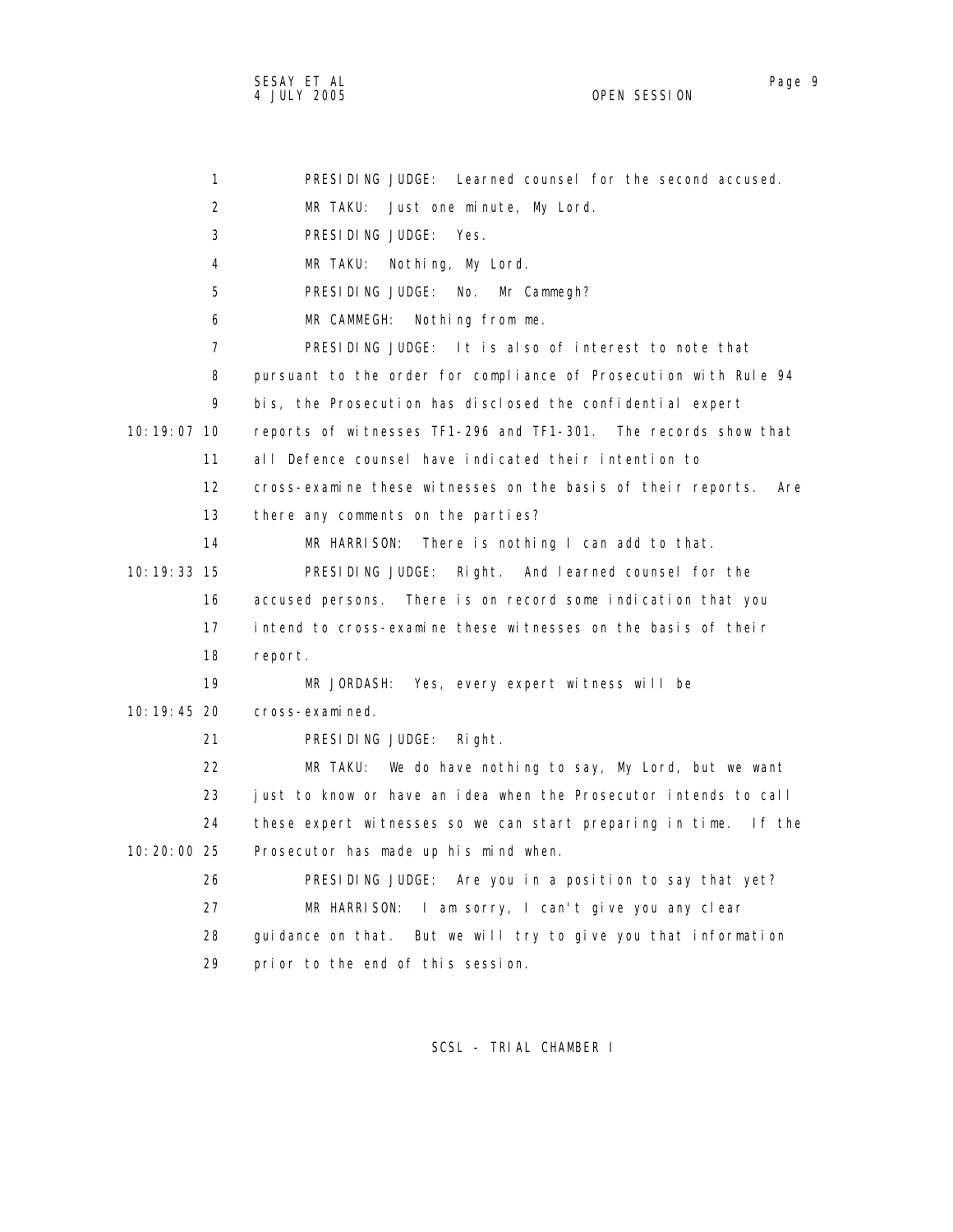PRESIDING JUDGE: Learned counsel for the second accused.

MR TAKU: Just one minute, My Lord.

PRESIDING JUDGE: Yes.

MR TAKU: Nothing, My Lord.

PRESIDING JUDGE: No. Mr Cammegh?

MR CAMMEGH: Nothing from me.

PRESIDING JUDGE: It is also of interest to note that pursuant to the order for compliance of Prosecution with Rule 94 bis, the Prosecution has disclosed the confidential expert reports of witnesses TF1-296 and TF1-301. The records show that all Defence counsel have indicated their intention to cross-examine these witnesses on the basis of their reports. Are there any comments on the parties?

MR HARRISON: There is nothing I can add to that.

PRESIDING JUDGE: Right. And learned counsel for the accused persons. There is on record some indication that you intend to cross-examine these witnesses on the basis of their report.

MR JORDASH: Yes, every expert witness will be cross-examined.

PRESIDING JUDGE: Right.

MR TAKU: We do have nothing to say, My Lord, but we want just to know or have an idea when the Prosecutor intends to call these expert witnesses so we can start preparing in time. If the Prosecutor has made up his mind when.

PRESIDING JUDGE: Are you in a position to say that yet?

MR HARRISON: I am sorry, I can't give you any clear guidance on that. But we will try to give you that information prior to the end of this session.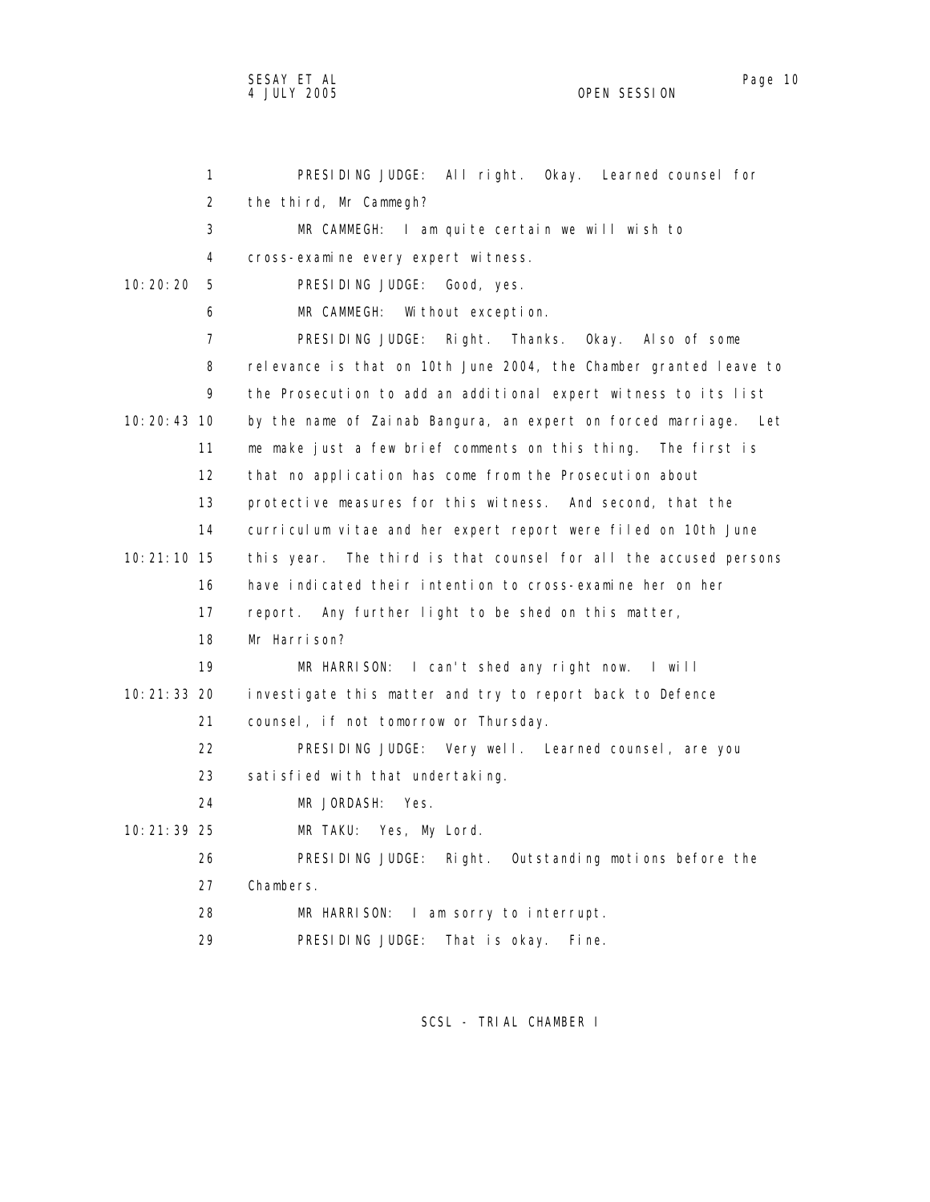PRESIDING JUDGE: All right. Okay. Learned counsel for the third, Mr Cammegh?

MR CAMMEGH: I am quite certain we will wish to cross-examine every expert witness.

PRESIDING JUDGE: Good, yes.

MR CAMMEGH: Without exception.

PRESIDING JUDGE: Right. Thanks. Okay. Also of some relevance is that on 10th June 2004, the Chamber granted leave to the Prosecution to add an additional expert witness to its list by the name of Zainab Bangura, an expert on forced marriage. Let me make just a few brief comments on this thing. The first is that no application has come from the Prosecution about protective measures for this witness. And second, that the curriculum vitae and her expert report were filed on 10th June this year. The third is that counsel for all the accused persons have indicated their intention to cross-examine her on her report. Any further light to be shed on this matter, Mr Harrison?

MR HARRISON: I can't shed any right now. I will investigate this matter and try to report back to Defence counsel, if not tomorrow or Thursday.

PRESIDING JUDGE: Very well. Learned counsel, are you satisfied with that undertaking.

MR JORDASH: Yes.

MR TAKU: Yes, My Lord.

PRESIDING JUDGE: Right. Outstanding motions before the Chambers.

MR HARRISON: I am sorry to interrupt.

PRESIDING JUDGE: That is okay. Fine.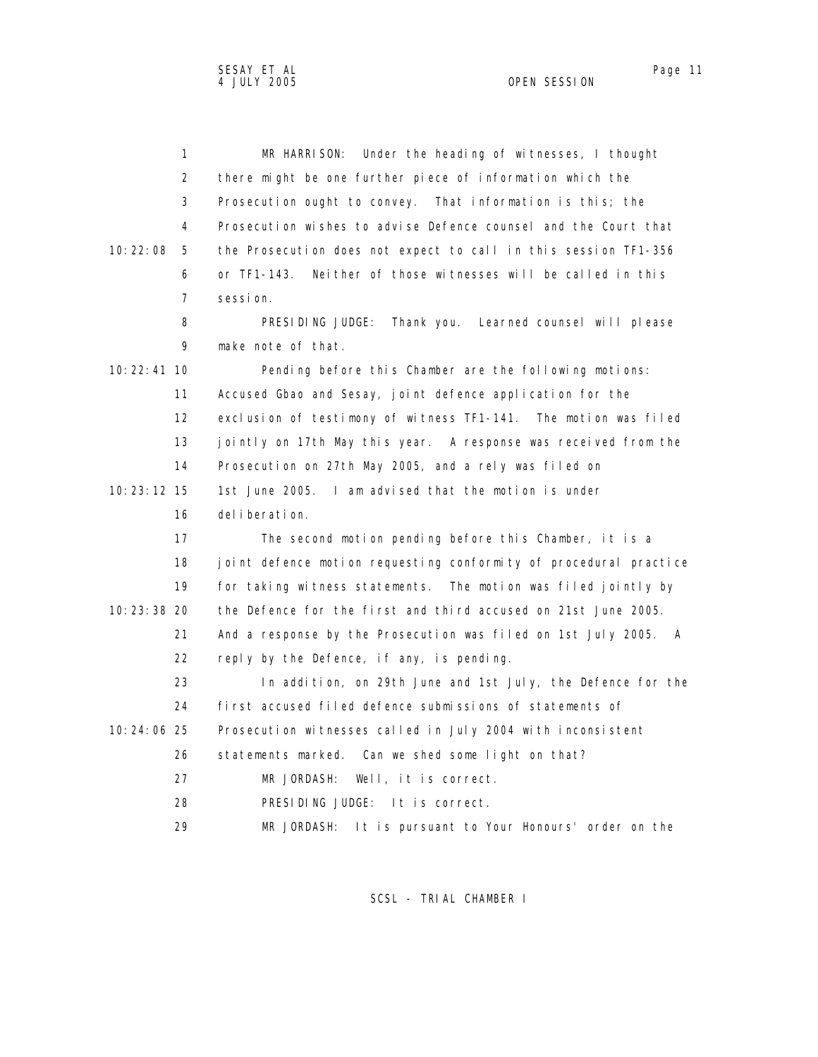MR HARRISON: Under the heading of witnesses, I thought there might be one further piece of information which the Prosecution ought to convey. That information is this; the Prosecution wishes to advise Defence counsel and the Court that the Prosecution does not expect to call in this session TF1-356 or TF1-143. Neither of those witnesses will be called in this session.

PRESIDING JUDGE: Thank you. Learned counsel will please make note of that.

Pending before this Chamber are the following motions: Accused Gbao and Sesay, joint defence application for the exclusion of testimony of witness TF1-141. The motion was filed jointly on 17th May this year. A response was received from the Prosecution on 27th May 2005, and a rely was filed on 1st June 2005. I am advised that the motion is under deliberation.

The second motion pending before this Chamber, it is a joint defence motion requesting conformity of procedural practice for taking witness statements. The motion was filed jointly by the Defence for the first and third accused on 21st June 2005. And a response by the Prosecution was filed on 1st July 2005. A reply by the Defence, if any, is pending.

In addition, on 29th June and 1st July, the Defence for the first accused filed defence submissions of statements of Prosecution witnesses called in July 2004 with inconsistent statements marked. Can we shed some light on that?

MR JORDASH: Well, it is correct.

PRESIDING JUDGE: It is correct.

MR JORDASH: It is pursuant to Your Honours' order on the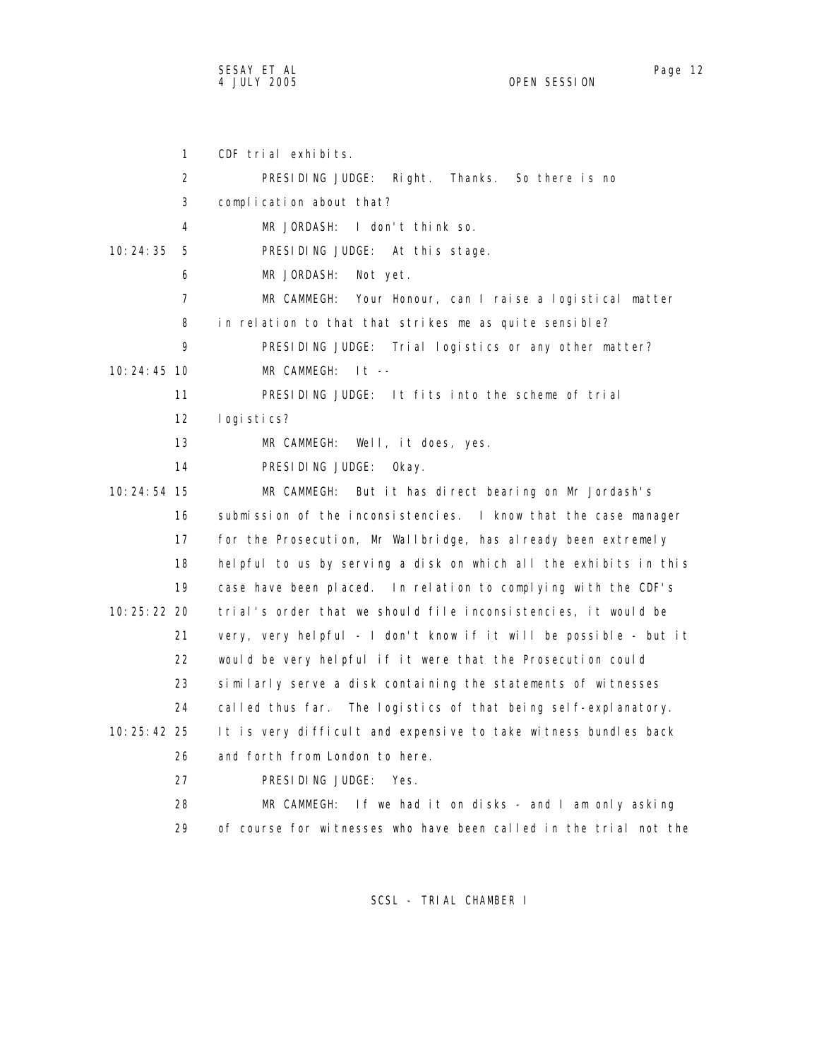CDF trial exhibits.

PRESIDING JUDGE: Right. Thanks. So there is no complication about that?

MR JORDASH: I don't think so.

PRESIDING JUDGE: At this stage.

MR JORDASH: Not yet.

MR CAMMEGH: Your Honour, can I raise a logistical matter in relation to that that strikes me as quite sensible?

PRESIDING JUDGE: Trial logistics or any other matter?

MR CAMMEGH: It --

PRESIDING JUDGE: It fits into the scheme of trial logistics?

MR CAMMEGH: Well, it does, yes.

PRESIDING JUDGE: Okay.

MR CAMMEGH: But it has direct bearing on Mr Jordash's submission of the inconsistencies. I know that the case manager for the Prosecution, Mr Wallbridge, has already been extremely helpful to us by serving a disk on which all the exhibits in this case have been placed. In relation to complying with the CDF's trial's order that we should file inconsistencies, it would be very, very helpful - I don't know if it will be possible - but it would be very helpful if it were that the Prosecution could similarly serve a disk containing the statements of witnesses called thus far. The logistics of that being self-explanatory. It is very difficult and expensive to take witness bundles back and forth from London to here.

PRESIDING JUDGE: Yes.

MR CAMMEGH: If we had it on disks - and I am only asking of course for witnesses who have been called in the trial not the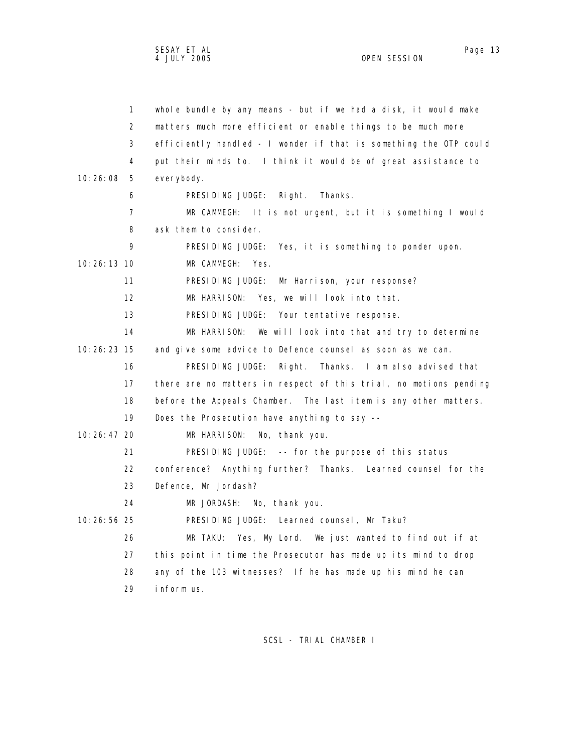whole bundle by any means - but if we had a disk, it would make matters much more efficient or enable things to be much more efficiently handled - I wonder if that is something the OTP could put their minds to. I think it would be of great assistance to everybody.

PRESIDING JUDGE: Right. Thanks.

MR CAMMEGH: It is not urgent, but it is something I would ask them to consider.

PRESIDING JUDGE: Yes, it is something to ponder upon.

MR CAMMEGH: Yes.

PRESIDING JUDGE: Mr Harrison, your response?

MR HARRISON: Yes, we will look into that.

PRESIDING JUDGE: Your tentative response.

MR HARRISON: We will look into that and try to determine and give some advice to Defence counsel as soon as we can.

PRESIDING JUDGE: Right. Thanks. I am also advised that there are no matters in respect of this trial, no motions pending before the Appeals Chamber. The last item is any other matters. Does the Prosecution have anything to say --

MR HARRISON: No, thank you.

PRESIDING JUDGE: -- for the purpose of this status conference? Anything further? Thanks. Learned counsel for the Defence, Mr Jordash?

MR JORDASH: No, thank you.

PRESIDING JUDGE: Learned counsel, Mr Taku?

MR TAKU: Yes, My Lord. We just wanted to find out if at this point in time the Prosecutor has made up its mind to drop any of the 103 witnesses? If he has made up his mind he can inform us.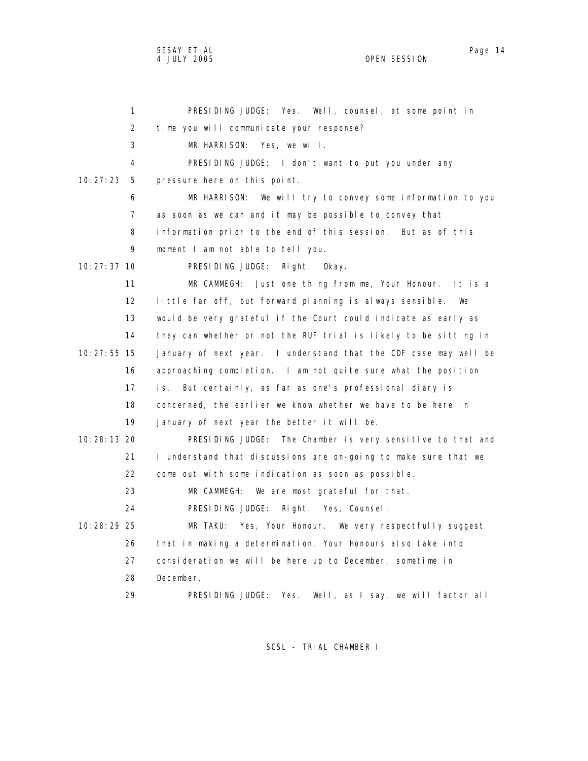PRESIDING JUDGE: Yes. Well, counsel, at some point in time you will communicate your response?

MR HARRISON: Yes, we will.

PRESIDING JUDGE: I don't want to put you under any pressure here on this point.

MR HARRISON: We will try to convey some information to you as soon as we can and it may be possible to convey that information prior to the end of this session. But as of this moment I am not able to tell you.

PRESIDING JUDGE: Right. Okay.

MR CAMMEGH: Just one thing from me, Your Honour. It is a little far off, but forward planning is always sensible. We would be very grateful if the Court could indicate as early as they can whether or not the RUF trial is likely to be sitting in January of next year. I understand that the CDF case may well be approaching completion. I am not quite sure what the position is. But certainly, as far as one's professional diary is concerned, the earlier we know whether we have to be here in January of next year the better it will be.

PRESIDING JUDGE: The Chamber is very sensitive to that and I understand that discussions are on-going to make sure that we come out with some indication as soon as possible.

MR CAMMEGH: We are most grateful for that.

PRESIDING JUDGE: Right. Yes, Counsel.

MR TAKU: Yes, Your Honour. We very respectfully suggest that in making a determination, Your Honours also take into consideration we will be here up to December, sometime in December.

PRESIDING JUDGE: Yes. Well, as I say, we will factor all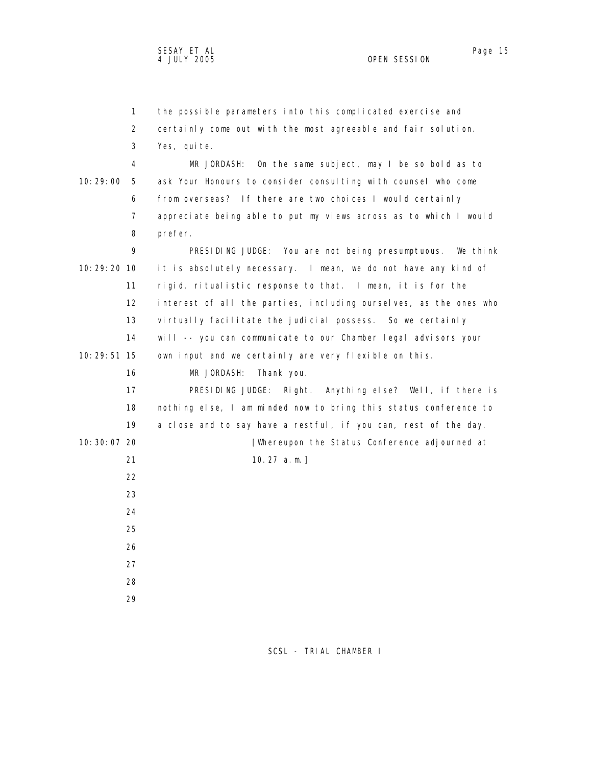the possible parameters into this complicated exercise and certainly come out with the most agreeable and fair solution. Yes, quite.

MR JORDASH: On the same subject, may I be so bold as to ask Your Honours to consider consulting with counsel who come from overseas? If there are two choices I would certainly appreciate being able to put my views across as to which I would prefer.

PRESIDING JUDGE: You are not being presumptuous. We think it is absolutely necessary. I mean, we do not have any kind of rigid, ritualistic response to that. I mean, it is for the interest of all the parties, including ourselves, as the ones who virtually facilitate the judicial possess. So we certainly will -- you can communicate to our Chamber legal advisors your own input and we certainly are very flexible on this.

MR JORDASH: Thank you.

PRESIDING JUDGE: Right. Anything else? Well, if there is nothing else, I am minded now to bring this status conference to a close and to say have a restful, if you can, rest of the day.

[Whereupon the Status Conference adjourned at 10.27 a.m.]